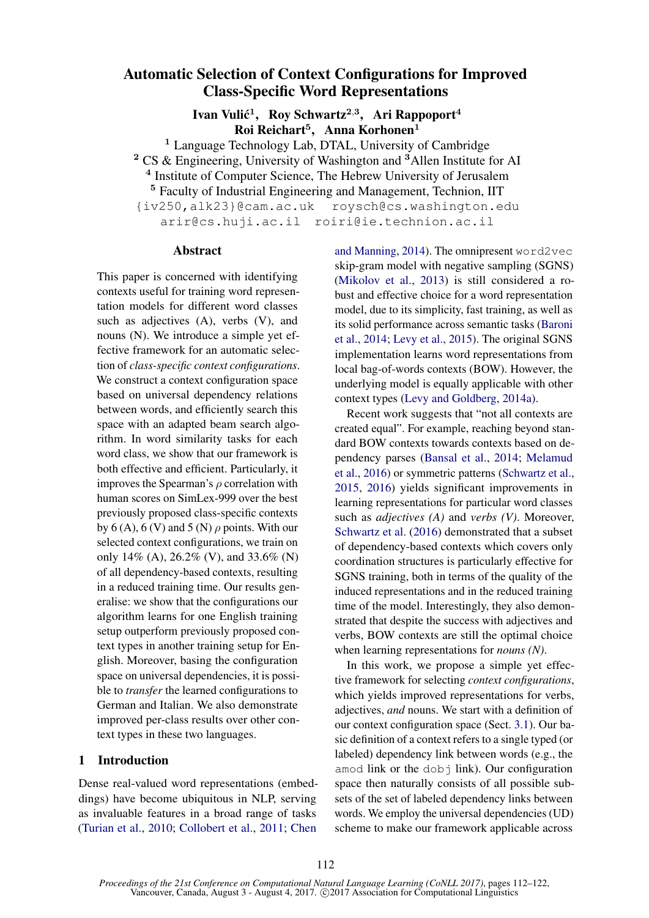# Automatic Selection of Context Configurations for Improved Class-Specific Word Representations

**Ivan Vulić[1], Roy Schwartz[2,3], Ari Rappoport[4]**
**Roi Reichart[5], Anna Korhonen[1]**

[1] Language Technology Lab, DTAL, University of Cambridge
[2] CS & Engineering, University of Washington and [3]Allen Institute for AI
[4] Institute of Computer Science, The Hebrew University of Jerusalem
[5] Faculty of Industrial Engineering and Management, Technion, IIT

{iv250,alk23}@cam.ac.uk roysch@cs.washington.edu
arir@cs.huji.ac.il roiri@ie.technion.ac.il

## Abstract

This paper is concerned with identifying contexts useful for training word representation models for different word classes such as adjectives (A), verbs (V), and nouns (N). We introduce a simple yet effective framework for an automatic selection of *class-specific context configurations*. We construct a context configuration space based on universal dependency relations between words, and efficiently search this space with an adapted beam search algorithm. In word similarity tasks for each word class, we show that our framework is both effective and efficient. Particularly, it improves the Spearman's $\rho$ correlation with human scores on SimLex-999 over the best previously proposed class-specific contexts by 6 (A), 6 (V) and 5 (N) $\rho$ points. With our selected context configurations, we train on only 14% (A), 26.2% (V), and 33.6% (N) of all dependency-based contexts, resulting in a reduced training time. Our results generalise: we show that the configurations our algorithm learns for one English training setup outperform previously proposed context types in another training setup for English. Moreover, basing the configuration space on universal dependencies, it is possible to *transfer* the learned configurations to German and Italian. We also demonstrate improved per-class results over other context types in these two languages.

## 1 Introduction

Dense real-valued word representations (embeddings) have become ubiquitous in NLP, serving as invaluable features in a broad range of tasks (Turian et al., 2010; Collobert et al., 2011; Chen and Manning, 2014). The omnipresent word2vec skip-gram model with negative sampling (SGNS) (Mikolov et al., 2013) is still considered a robust and effective choice for a word representation model, due to its simplicity, fast training, as well as its solid performance across semantic tasks (Baroni et al., 2014; Levy et al., 2015). The original SGNS implementation learns word representations from local bag-of-words contexts (BOW). However, the underlying model is equally applicable with other context types (Levy and Goldberg, 2014a).

Recent work suggests that "not all contexts are created equal". For example, reaching beyond standard BOW contexts towards contexts based on dependency parses (Bansal et al., 2014; Melamud et al., 2016) or symmetric patterns (Schwartz et al., 2015, 2016) yields significant improvements in learning representations for particular word classes such as *adjectives (A)* and *verbs (V)*. Moreover, Schwartz et al. (2016) demonstrated that a subset of dependency-based contexts which covers only coordination structures is particularly effective for SGNS training, both in terms of the quality of the induced representations and in the reduced training time of the model. Interestingly, they also demonstrated that despite the success with adjectives and verbs, BOW contexts are still the optimal choice when learning representations for *nouns (N)*.

In this work, we propose a simple yet effective framework for selecting *context configurations*, which yields improved representations for verbs, adjectives, *and* nouns. We start with a definition of our context configuration space (Sect. 3.1). Our basic definition of a context refers to a single typed (or labeled) dependency link between words (e.g., the amod link or the dobj link). Our configuration space then naturally consists of all possible subsets of the set of labeled dependency links between words. We employ the universal dependencies (UD) scheme to make our framework applicable across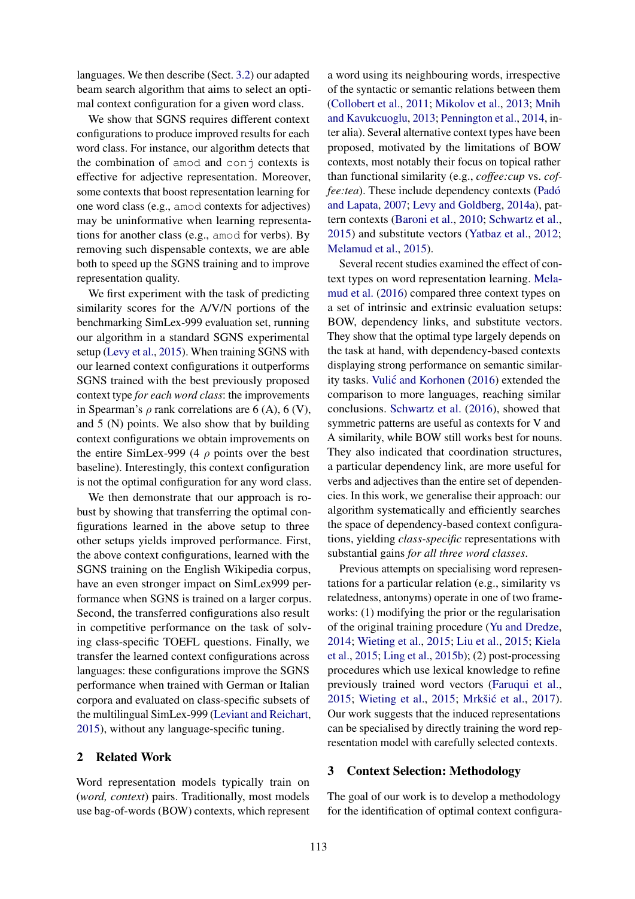languages. We then describe (Sect. 3.2) our adapted beam search algorithm that aims to select an optimal context configuration for a given word class.

We show that SGNS requires different context configurations to produce improved results for each word class. For instance, our algorithm detects that the combination of `amod` and `conj` contexts is effective for adjective representation. Moreover, some contexts that boost representation learning for one word class (e.g., `amod` contexts for adjectives) may be uninformative when learning representations for another class (e.g., `amod` for verbs). By removing such dispensable contexts, we are able both to speed up the SGNS training and to improve representation quality.

We first experiment with the task of predicting similarity scores for the A/V/N portions of the benchmarking SimLex-999 evaluation set, running our algorithm in a standard SGNS experimental setup (Levy et al., 2015). When training SGNS with our learned context configurations it outperforms SGNS trained with the best previously proposed context type *for each word class*: the improvements in Spearman's $\rho$ rank correlations are 6 (A), 6 (V), and 5 (N) points. We also show that by building context configurations we obtain improvements on the entire SimLex-999 (4 $\rho$ points over the best baseline). Interestingly, this context configuration is not the optimal configuration for any word class.

We then demonstrate that our approach is robust by showing that transferring the optimal configurations learned in the above setup to three other setups yields improved performance. First, the above context configurations, learned with the SGNS training on the English Wikipedia corpus, have an even stronger impact on SimLex999 performance when SGNS is trained on a larger corpus. Second, the transferred configurations also result in competitive performance on the task of solving class-specific TOEFL questions. Finally, we transfer the learned context configurations across languages: these configurations improve the SGNS performance when trained with German or Italian corpora and evaluated on class-specific subsets of the multilingual SimLex-999 (Leviant and Reichart, 2015), without any language-specific tuning.

## 2 Related Work

Word representation models typically train on (*word, context*) pairs. Traditionally, most models use bag-of-words (BOW) contexts, which represent a word using its neighbouring words, irrespective of the syntactic or semantic relations between them (Collobert et al., 2011; Mikolov et al., 2013; Mnih and Kavukcuoglu, 2013; Pennington et al., 2014, inter alia). Several alternative context types have been proposed, motivated by the limitations of BOW contexts, most notably their focus on topical rather than functional similarity (e.g., *coffee:cup* vs. *coffee:tea*). These include dependency contexts (Padó and Lapata, 2007; Levy and Goldberg, 2014a), pattern contexts (Baroni et al., 2010; Schwartz et al., 2015) and substitute vectors (Yatbaz et al., 2012; Melamud et al., 2015).

Several recent studies examined the effect of context types on word representation learning. Melamud et al. (2016) compared three context types on a set of intrinsic and extrinsic evaluation setups: BOW, dependency links, and substitute vectors. They show that the optimal type largely depends on the task at hand, with dependency-based contexts displaying strong performance on semantic similarity tasks. Vulić and Korhonen (2016) extended the comparison to more languages, reaching similar conclusions. Schwartz et al. (2016), showed that symmetric patterns are useful as contexts for V and A similarity, while BOW still works best for nouns. They also indicated that coordination structures, a particular dependency link, are more useful for verbs and adjectives than the entire set of dependencies. In this work, we generalise their approach: our algorithm systematically and efficiently searches the space of dependency-based context configurations, yielding *class-specific* representations with substantial gains *for all three word classes*.

Previous attempts on specialising word representations for a particular relation (e.g., similarity vs relatedness, antonyms) operate in one of two frameworks: (1) modifying the prior or the regularisation of the original training procedure (Yu and Dredze, 2014; Wieting et al., 2015; Liu et al., 2015; Kiela et al., 2015; Ling et al., 2015b); (2) post-processing procedures which use lexical knowledge to refine previously trained word vectors (Faruqui et al., 2015; Wieting et al., 2015; Mrkšić et al., 2017). Our work suggests that the induced representations can be specialised by directly training the word representation model with carefully selected contexts.

## 3 Context Selection: Methodology

The goal of our work is to develop a methodology for the identification of optimal context configura-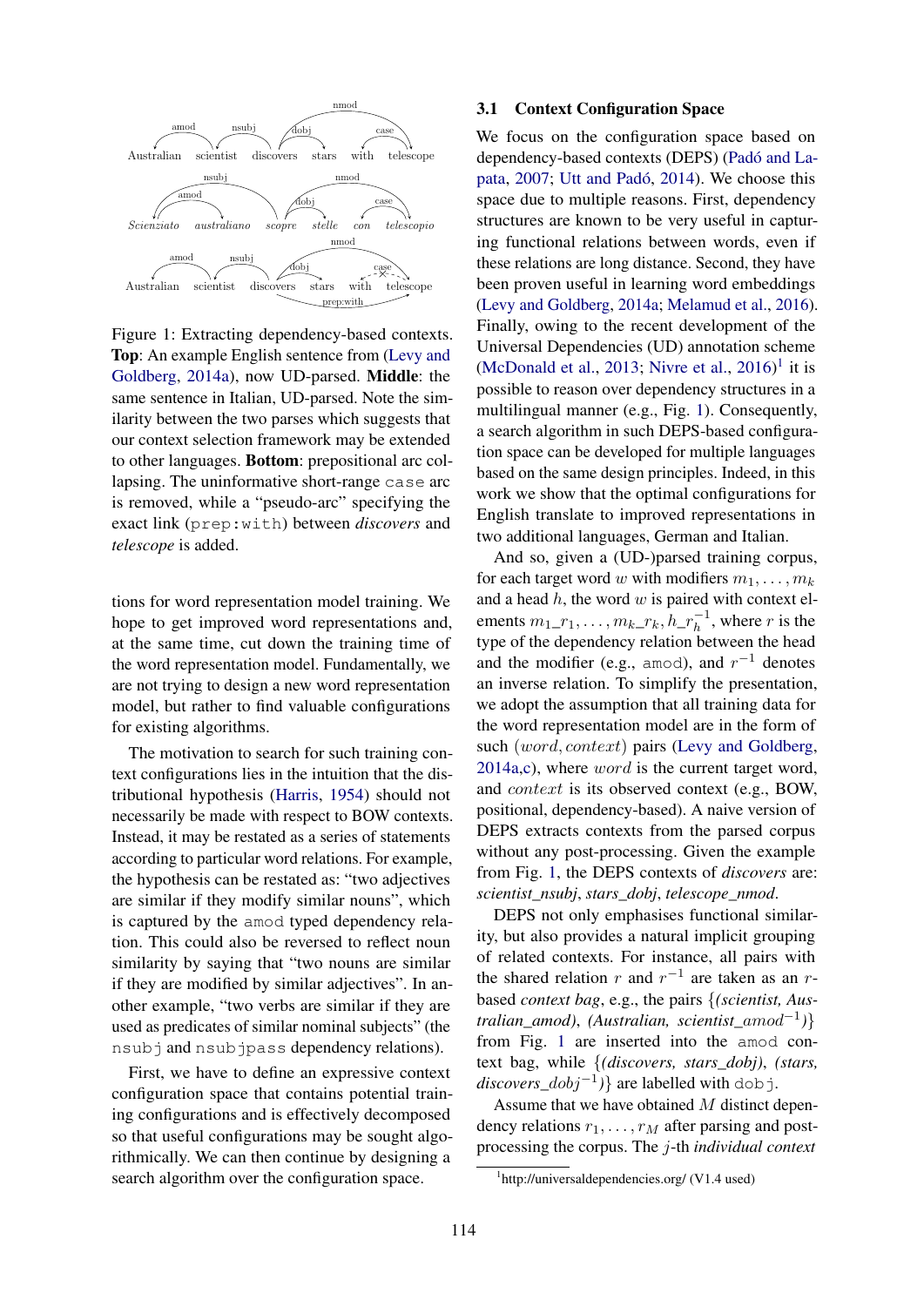Figure 1: Extracting dependency-based contexts. **Top**: An example English sentence from (Levy and Goldberg, 2014a), now UD-parsed. **Middle**: the same sentence in Italian, UD-parsed. Note the similarity between the two parses which suggests that our context selection framework may be extended to other languages. **Bottom**: prepositional arc collapsing. The uninformative short-range `case` arc is removed, while a "pseudo-arc" specifying the exact link (`prep:with`) between *discovers* and *telescope* is added.

tions for word representation model training. We hope to get improved word representations and, at the same time, cut down the training time of the word representation model. Fundamentally, we are not trying to design a new word representation model, but rather to find valuable configurations for existing algorithms.

The motivation to search for such training context configurations lies in the intuition that the distributional hypothesis (Harris, 1954) should not necessarily be made with respect to BOW contexts. Instead, it may be restated as a series of statements according to particular word relations. For example, the hypothesis can be restated as: "two adjectives are similar if they modify similar nouns", which is captured by the `amod` typed dependency relation. This could also be reversed to reflect noun similarity by saying that "two nouns are similar if they are modified by similar adjectives". In another example, "two verbs are similar if they are used as predicates of similar nominal subjects" (the `nsubj` and `nsubjpass` dependency relations).

First, we have to define an expressive context configuration space that contains potential training configurations and is effectively decomposed so that useful configurations may be sought algorithmically. We can then continue by designing a search algorithm over the configuration space.

### 3.1 Context Configuration Space

We focus on the configuration space based on dependency-based contexts (DEPS) (Padó and Lapata, 2007; Utt and Padó, 2014). We choose this space due to multiple reasons. First, dependency structures are known to be very useful in capturing functional relations between words, even if these relations are long distance. Second, they have been proven useful in learning word embeddings (Levy and Goldberg, 2014a; Melamud et al., 2016). Finally, owing to the recent development of the Universal Dependencies (UD) annotation scheme (McDonald et al., 2013; Nivre et al., 2016)[1] it is possible to reason over dependency structures in a multilingual manner (e.g., Fig. 1). Consequently, a search algorithm in such DEPS-based configuration space can be developed for multiple languages based on the same design principles. Indeed, in this work we show that the optimal configurations for English translate to improved representations in two additional languages, German and Italian.

And so, given a (UD-)parsed training corpus, for each target word $w$ with modifiers $m_1, \ldots, m_k$ and a head $h$, the word $w$ is paired with context elements $m_1\_r_1, \ldots, m_k\_r_k, h\_r_h^{-1}$, where $r$ is the type of the dependency relation between the head and the modifier (e.g., `amod`), and $r^{-1}$ denotes an inverse relation. To simplify the presentation, we adopt the assumption that all training data for the word representation model are in the form of such $(word, context)$ pairs (Levy and Goldberg, 2014a,c), where $word$ is the current target word, and $context$ is its observed context (e.g., BOW, positional, dependency-based). A naive version of DEPS extracts contexts from the parsed corpus without any post-processing. Given the example from Fig. 1, the DEPS contexts of *discovers* are: *scientist_nsubj*, *stars_dobj*, *telescope_nmod*.

DEPS not only emphasises functional similarity, but also provides a natural implicit grouping of related contexts. For instance, all pairs with the shared relation $r$ and $r^{-1}$ are taken as an $r$-based *context bag*, e.g., the pairs {*(scientist, Australian_amod)*, *(Australian, scientist_amod*$^{-1}$*)*} from Fig. 1 are inserted into the `amod` context bag, while {*(discovers, stars_dobj)*, *(stars, discovers_dobj*$^{-1}$*)*} are labelled with `dobj`.

Assume that we have obtained $M$ distinct dependency relations $r_1, \ldots, r_M$ after parsing and post-processing the corpus. The $j$-th *individual context*

[1] http://universaldependencies.org/ (V1.4 used)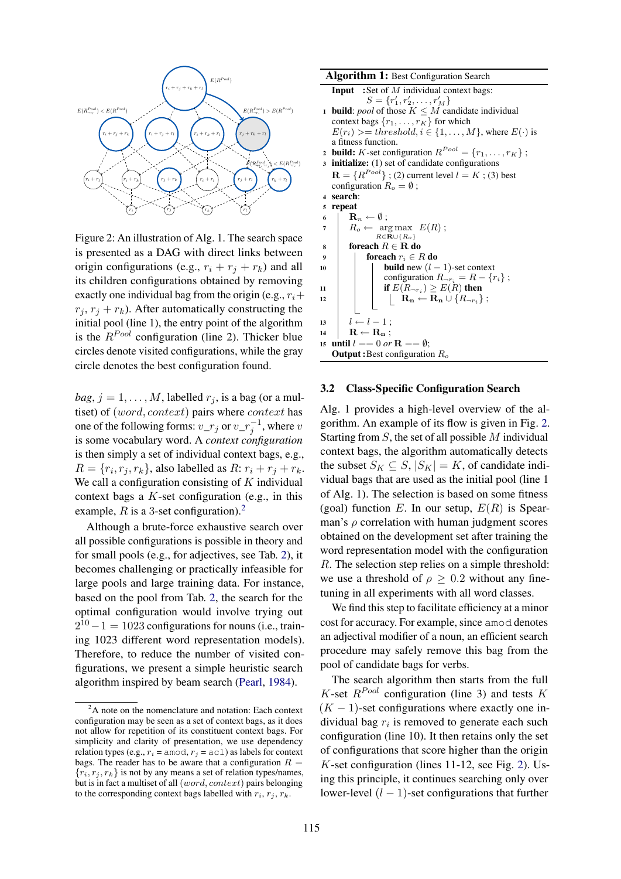Figure 2: An illustration of Alg. 1. The search space is presented as a DAG with direct links between origin configurations (e.g., $r_i + r_j + r_k$) and all its children configurations obtained by removing exactly one individual bag from the origin (e.g., $r_i + r_j, r_j + r_k$). After automatically constructing the initial pool (line 1), the entry point of the algorithm is the $R^{Pool}$ configuration (line 2). Thicker blue circles denote visited configurations, while the gray circle denotes the best configuration found.

*bag*, $j = 1, \ldots, M$, labelled $r_j$, is a bag (or a multiset) of $(word, context)$ pairs where $context$ has one of the following forms: $v\_r_j$ or $v\_r_j^{-1}$, where $v$ is some vocabulary word. A *context configuration* is then simply a set of individual context bags, e.g., $R = \{r_i, r_j, r_k\}$, also labelled as $R$: $r_i + r_j + r_k$. We call a configuration consisting of $K$ individual context bags a $K$-set configuration (e.g., in this example, $R$ is a 3-set configuration).[2]

Although a brute-force exhaustive search over all possible configurations is possible in theory and for small pools (e.g., for adjectives, see Tab. 2), it becomes challenging or practically infeasible for large pools and large training data. For instance, based on the pool from Tab. 2, the search for the optimal configuration would involve trying out $2^{10} - 1 = 1023$ configurations for nouns (i.e., training 1023 different word representation models). Therefore, to reduce the number of visited configurations, we present a simple heuristic search algorithm inspired by beam search (Pearl, 1984).

[2] A note on the nomenclature and notation: Each context configuration may be seen as a set of context bags, as it does not allow for repetition of its constituent context bags. For simplicity and clarity of presentation, we use dependency relation types (e.g., $r_i$ = amod, $r_j$ = acl) as labels for context bags. The reader has to be aware that a configuration $R = \{r_i, r_j, r_k\}$ is not by any means a set of relation types/names, but is in fact a multiset of all $(word, context)$ pairs belonging to the corresponding context bags labelled with $r_i, r_j, r_k$.

**Algorithm 1:** Best Configuration Search

**Input** : Set of $M$ individual context bags: $S = \{r'_1, r'_2, \ldots, r'_M\}$

1. **build**: *pool* of those $K \leq M$ candidate individual context bags $\{r_1, \ldots, r_K\}$ for which $E(r_i) >= threshold, i \in \{1, \ldots, M\}$, where $E(\cdot)$ is a fitness function.
2. **build:** $K$-set configuration $R^{Pool} = \{r_1, \ldots, r_K\}$ ;
3. **initialize:** (1) set of candidate configurations $\mathbf{R} = \{R^{Pool}\}$ ; (2) current level $l = K$ ; (3) best configuration $R_o = \emptyset$ ;
4. **search**:
5. **repeat**
6. $\quad \mathbf{R_n} \leftarrow \emptyset$ ;
7. $\quad R_o \leftarrow \arg\max_{R \in \mathbf{R} \cup \{R_o\}} E(R)$ ;
8. $\quad$ **foreach** $R \in \mathbf{R}$ **do**
9. $\quad\quad$ **foreach** $r_i \in R$ **do**
10. $\quad\quad\quad$ **build** new $(l-1)$-set context configuration $R_{\neg r_i} = R - \{r_i\}$ ;
11. $\quad\quad\quad$ **if** $E(R_{\neg r_i}) \geq E(R)$ **then**
12. $\quad\quad\quad\quad \mathbf{R_n} \leftarrow \mathbf{R_n} \cup \{R_{\neg r_i}\}$ ;
13. $\quad l \leftarrow l - 1$ ;
14. $\quad \mathbf{R} \leftarrow \mathbf{R_n}$ ;
15. **until** $l == 0$ *or* $\mathbf{R} == \emptyset$;

**Output** : Best configuration $R_o$

### 3.2 Class-Specific Configuration Search

Alg. 1 provides a high-level overview of the algorithm. An example of its flow is given in Fig. 2. Starting from $S$, the set of all possible $M$ individual context bags, the algorithm automatically detects the subset $S_K \subseteq S$, $|S_K| = K$, of candidate individual bags that are used as the initial pool (line 1 of Alg. 1). The selection is based on some fitness (goal) function $E$. In our setup, $E(R)$ is Spearman's $\rho$ correlation with human judgment scores obtained on the development set after training the word representation model with the configuration $R$. The selection step relies on a simple threshold: we use a threshold of $\rho \geq 0.2$ without any fine-tuning in all experiments with all word classes.

We find this step to facilitate efficiency at a minor cost for accuracy. For example, since amod denotes an adjectival modifier of a noun, an efficient search procedure may safely remove this bag from the pool of candidate bags for verbs.

The search algorithm then starts from the full $K$-set $R^{Pool}$ configuration (line 3) and tests $K$ $(K-1)$-set configurations where exactly one individual bag $r_i$ is removed to generate each such configuration (line 10). It then retains only the set of configurations that score higher than the origin $K$-set configuration (lines 11-12, see Fig. 2). Using this principle, it continues searching only over lower-level $(l-1)$-set configurations that further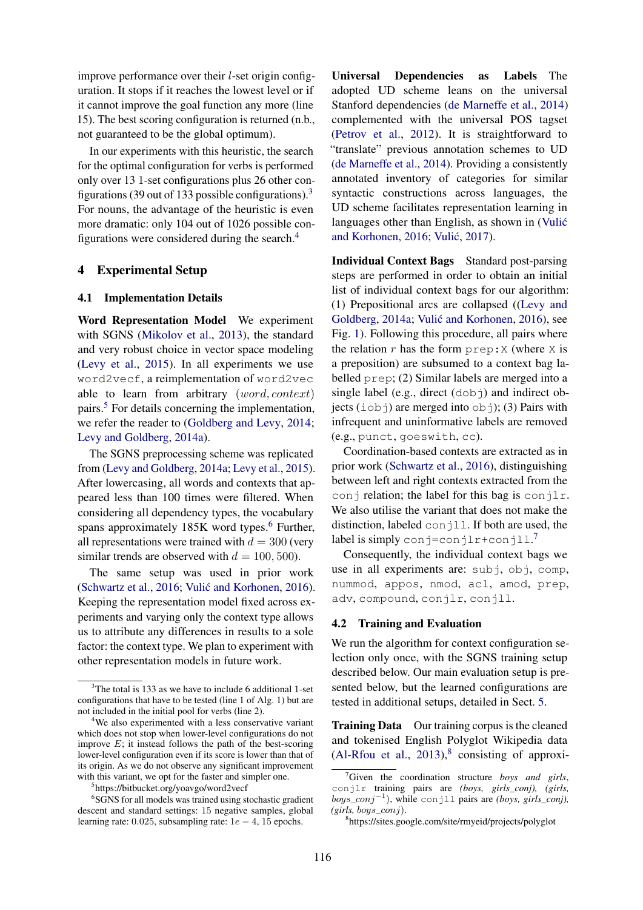improve performance over their $l$-set origin configuration. It stops if it reaches the lowest level or if it cannot improve the goal function any more (line 15). The best scoring configuration is returned (n.b., not guaranteed to be the global optimum).

In our experiments with this heuristic, the search for the optimal configuration for verbs is performed only over 13 1-set configurations plus 26 other configurations (39 out of 133 possible configurations).[3] For nouns, the advantage of the heuristic is even more dramatic: only 104 out of 1026 possible configurations were considered during the search.[4]

## 4 Experimental Setup

### 4.1 Implementation Details

**Word Representation Model** We experiment with SGNS (Mikolov et al., 2013), the standard and very robust choice in vector space modeling (Levy et al., 2015). In all experiments we use `word2vecf`, a reimplementation of `word2vec` able to learn from arbitrary $(word, context)$ pairs.[5] For details concerning the implementation, we refer the reader to (Goldberg and Levy, 2014; Levy and Goldberg, 2014a).

The SGNS preprocessing scheme was replicated from (Levy and Goldberg, 2014a; Levy et al., 2015). After lowercasing, all words and contexts that appeared less than 100 times were filtered. When considering all dependency types, the vocabulary spans approximately 185K word types.[6] Further, all representations were trained with $d = 300$ (very similar trends are observed with $d = 100, 500$).

The same setup was used in prior work (Schwartz et al., 2016; Vulić and Korhonen, 2016). Keeping the representation model fixed across experiments and varying only the context type allows us to attribute any differences in results to a sole factor: the context type. We plan to experiment with other representation models in future work.

**Universal Dependencies as Labels** The adopted UD scheme leans on the universal Stanford dependencies (de Marneffe et al., 2014) complemented with the universal POS tagset (Petrov et al., 2012). It is straightforward to "translate" previous annotation schemes to UD (de Marneffe et al., 2014). Providing a consistently annotated inventory of categories for similar syntactic constructions across languages, the UD scheme facilitates representation learning in languages other than English, as shown in (Vulić and Korhonen, 2016; Vulić, 2017).

**Individual Context Bags** Standard post-parsing steps are performed in order to obtain an initial list of individual context bags for our algorithm: (1) Prepositional arcs are collapsed ((Levy and Goldberg, 2014a; Vulić and Korhonen, 2016), see Fig. 1). Following this procedure, all pairs where the relation $r$ has the form `prep:X` (where `X` is a preposition) are subsumed to a context bag labelled `prep`; (2) Similar labels are merged into a single label (e.g., direct (`dobj`) and indirect objects (`iobj`) are merged into `obj`); (3) Pairs with infrequent and uninformative labels are removed (e.g., `punct`, `goeswith`, `cc`).

Coordination-based contexts are extracted as in prior work (Schwartz et al., 2016), distinguishing between left and right contexts extracted from the `conj` relation; the label for this bag is `conjlr`. We also utilise the variant that does not make the distinction, labeled `conjll`. If both are used, the label is simply `conj=conjlr+conjll`.[7]

Consequently, the individual context bags we use in all experiments are: `subj`, `obj`, `comp`, `nummod`, `appos`, `nmod`, `acl`, `amod`, `prep`, `adv`, `compound`, `conjlr`, `conjll`.

### 4.2 Training and Evaluation

We run the algorithm for context configuration selection only once, with the SGNS training setup described below. Our main evaluation setup is presented below, but the learned configurations are tested in additional setups, detailed in Sect. 5.

**Training Data** Our training corpus is the cleaned and tokenised English Polyglot Wikipedia data (Al-Rfou et al., 2013),[8] consisting of approxi-

---

[3] The total is 133 as we have to include 6 additional 1-set configurations that have to be tested (line 1 of Alg. 1) but are not included in the initial pool for verbs (line 2).

[4] We also experimented with a less conservative variant which does not stop when lower-level configurations do not improve $E$; it instead follows the path of the best-scoring lower-level configuration even if its score is lower than that of its origin. As we do not observe any significant improvement with this variant, we opt for the faster and simpler one.

[5] https://bitbucket.org/yoavgo/word2vecf

[6] SGNS for all models was trained using stochastic gradient descent and standard settings: 15 negative samples, global learning rate: 0.025, subsampling rate: $1e-4$, 15 epochs.

[7] Given the coordination structure *boys and girls*, `conjlr` training pairs are *(boys, girls_conj)*, *(girls, boys_conj*$^{-1}$*)*, while `conjll` pairs are *(boys, girls_conj)*, *(girls, boys_conj)*.

[8] https://sites.google.com/site/rmyeid/projects/polyglot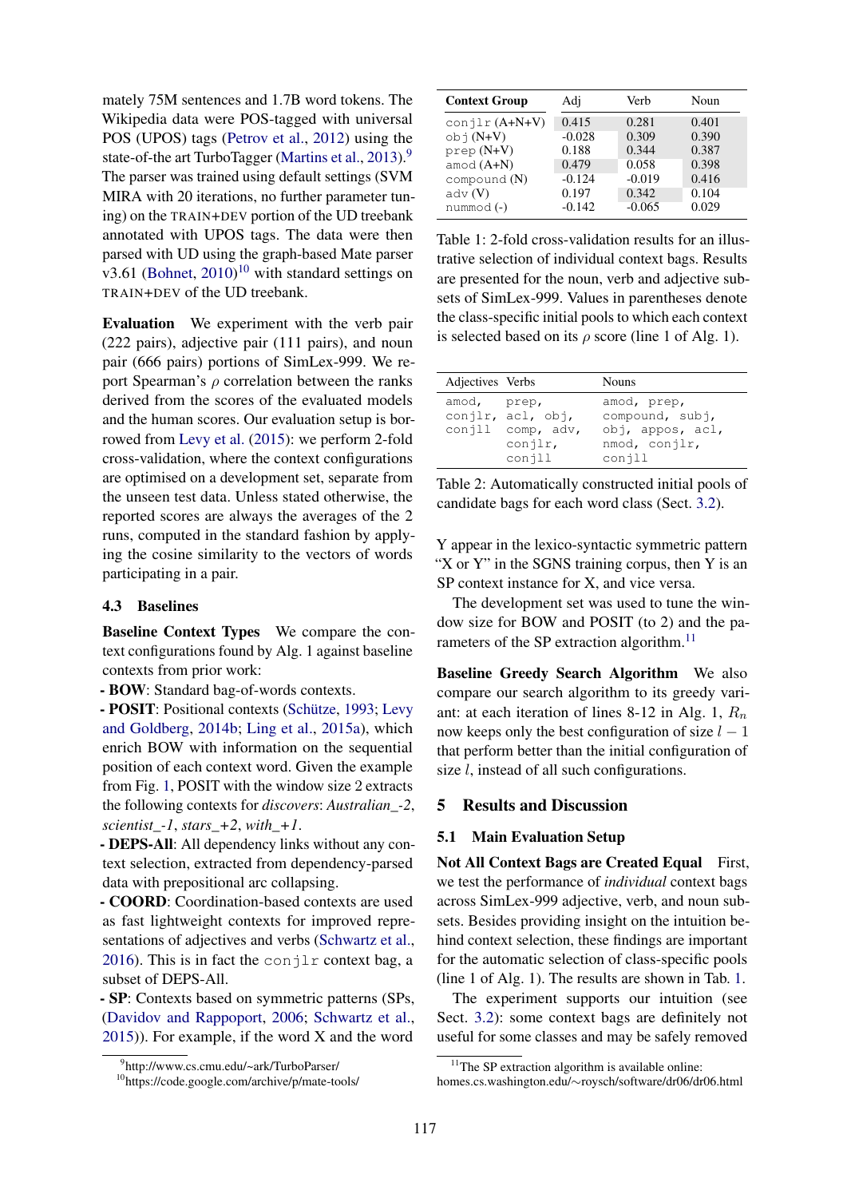mately 75M sentences and 1.7B word tokens. The Wikipedia data were POS-tagged with universal POS (UPOS) tags (Petrov et al., 2012) using the state-of-the art TurboTagger (Martins et al., 2013).[9] The parser was trained using default settings (SVM MIRA with 20 iterations, no further parameter tuning) on the TRAIN+DEV portion of the UD treebank annotated with UPOS tags. The data were then parsed with UD using the graph-based Mate parser v3.61 (Bohnet, 2010)[10] with standard settings on TRAIN+DEV of the UD treebank.

**Evaluation** We experiment with the verb pair (222 pairs), adjective pair (111 pairs), and noun pair (666 pairs) portions of SimLex-999. We report Spearman's $\rho$ correlation between the ranks derived from the scores of the evaluated models and the human scores. Our evaluation setup is borrowed from Levy et al. (2015): we perform 2-fold cross-validation, where the context configurations are optimised on a development set, separate from the unseen test data. Unless stated otherwise, the reported scores are always the averages of the 2 runs, computed in the standard fashion by applying the cosine similarity to the vectors of words participating in a pair.

### 4.3 Baselines

**Baseline Context Types** We compare the context configurations found by Alg. 1 against baseline contexts from prior work:

- **BOW**: Standard bag-of-words contexts.
- **POSIT**: Positional contexts (Schütze, 1993; Levy and Goldberg, 2014b; Ling et al., 2015a), which enrich BOW with information on the sequential position of each context word. Given the example from Fig. 1, POSIT with the window size 2 extracts the following contexts for *discovers*: *Australian_-2*, *scientist_-1*, *stars_+2*, *with_+1*.
- **DEPS-All**: All dependency links without any context selection, extracted from dependency-parsed data with prepositional arc collapsing.
- **COORD**: Coordination-based contexts are used as fast lightweight contexts for improved representations of adjectives and verbs (Schwartz et al., 2016). This is in fact the conjlr context bag, a subset of DEPS-All.
- **SP**: Contexts based on symmetric patterns (SPs, (Davidov and Rappoport, 2006; Schwartz et al., 2015)). For example, if the word X and the word Y appear in the lexico-syntactic symmetric pattern "X or Y" in the SGNS training corpus, then Y is an SP context instance for X, and vice versa.

The development set was used to tune the window size for BOW and POSIT (to 2) and the parameters of the SP extraction algorithm.[11]

**Baseline Greedy Search Algorithm** We also compare our search algorithm to its greedy variant: at each iteration of lines 8-12 in Alg. 1, $R_n$ now keeps only the best configuration of size $l-1$ that perform better than the initial configuration of size $l$, instead of all such configurations.

| Context Group | Adj | Verb | Noun |
|---|---|---|---|
| conjlr (A+N+V) | 0.415 | 0.281 | 0.401 |
| obj (N+V) | -0.028 | 0.309 | 0.390 |
| prep (N+V) | 0.188 | 0.344 | 0.387 |
| amod (A+N) | 0.479 | 0.058 | 0.398 |
| compound (N) | -0.124 | -0.019 | 0.416 |
| adv (V) | 0.197 | 0.342 | 0.104 |
| nummod (-) | -0.142 | -0.065 | 0.029 |

Table 1: 2-fold cross-validation results for an illustrative selection of individual context bags. Results are presented for the noun, verb and adjective subsets of SimLex-999. Values in parentheses denote the class-specific initial pools to which each context is selected based on its $\rho$ score (line 1 of Alg. 1).

| Adjectives | Verbs | Nouns |
|---|---|---|
| amod, conjlr, conjll | prep, acl, obj, comp, adv, conjlr, conjll | amod, prep, compound, subj, obj, appos, acl, nmod, conjlr, conjll |

Table 2: Automatically constructed initial pools of candidate bags for each word class (Sect. 3.2).

## 5 Results and Discussion

### 5.1 Main Evaluation Setup

**Not All Context Bags are Created Equal** First, we test the performance of *individual* context bags across SimLex-999 adjective, verb, and noun subsets. Besides providing insight on the intuition behind context selection, these findings are important for the automatic selection of class-specific pools (line 1 of Alg. 1). The results are shown in Tab. 1.

The experiment supports our intuition (see Sect. 3.2): some context bags are definitely not useful for some classes and may be safely removed

[9] http://www.cs.cmu.edu/~ark/TurboParser/

[10] https://code.google.com/archive/p/mate-tools/

[11] The SP extraction algorithm is available online: homes.cs.washington.edu/∼roysch/software/dr06/dr06.html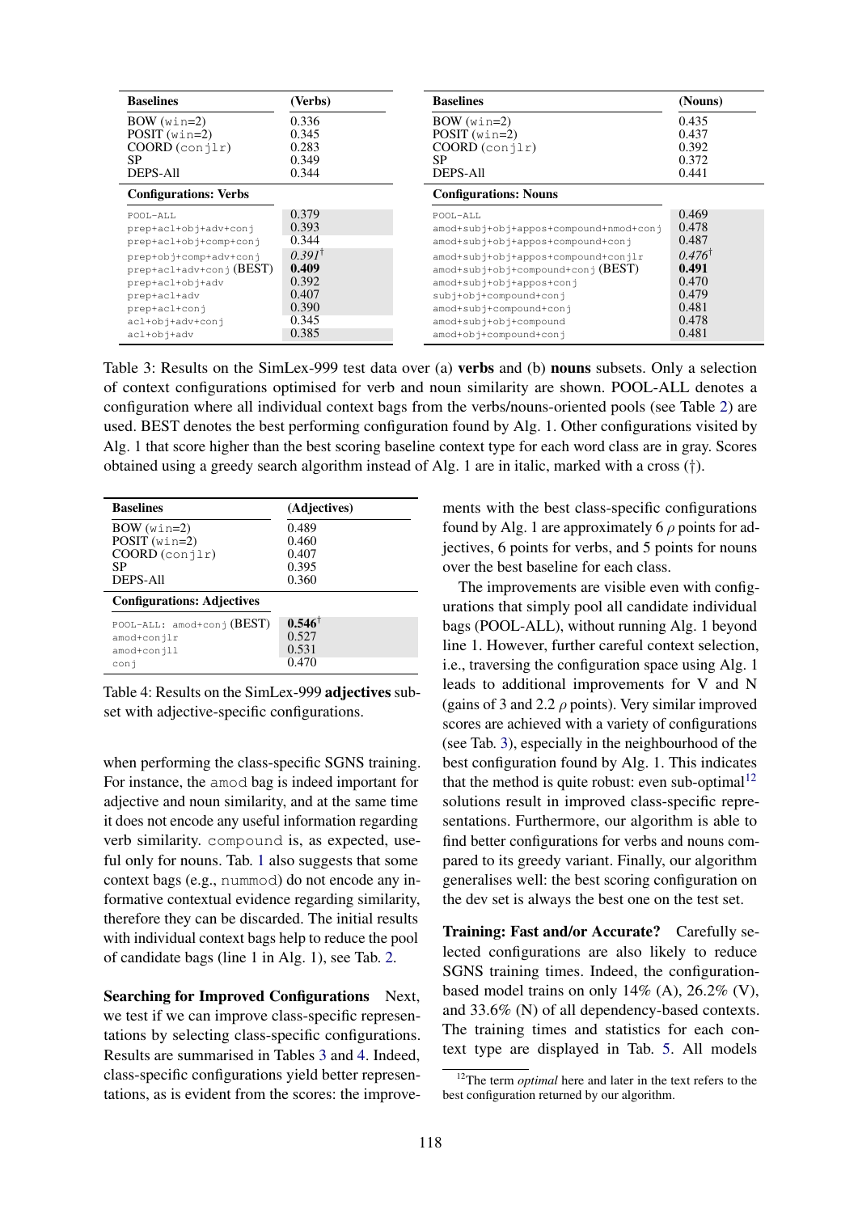| Baselines | (Verbs) |
|---|---|
| BOW (win=2) | 0.336 |
| POSIT (win=2) | 0.345 |
| COORD (conjlr) | 0.283 |
| SP | 0.349 |
| DEPS-All | 0.344 |
| **Configurations: Verbs** | |
| POOL-ALL | 0.379 |
| prep+acl+obj+adv+conj | 0.393 |
| prep+acl+obj+comp+conj | 0.344 |
| prep+obj+comp+adv+conj | *0.391*† |
| prep+acl+adv+conj (BEST) | **0.409** |
| prep+acl+obj+adv | 0.392 |
| prep+acl+adv | 0.407 |
| prep+acl+conj | 0.390 |
| acl+obj+adv+conj | 0.345 |
| acl+obj+adv | 0.385 |

| Baselines | (Nouns) |
|---|---|
| BOW (win=2) | 0.435 |
| POSIT (win=2) | 0.437 |
| COORD (conjlr) | 0.392 |
| SP | 0.372 |
| DEPS-All | 0.441 |
| **Configurations: Nouns** | |
| POOL-ALL | 0.469 |
| amod+subj+obj+appos+compound+nmod+conj | 0.478 |
| amod+subj+obj+appos+compound+conj | 0.487 |
| amod+subj+obj+appos+compound+conjlr | *0.476*† |
| amod+subj+obj+compound+conj (BEST) | **0.491** |
| amod+subj+obj+appos+conj | 0.470 |
| subj+obj+compound+conj | 0.479 |
| amod+subj+compound+conj | 0.481 |
| amod+subj+obj+compound | 0.478 |
| amod+obj+compound+conj | 0.481 |

Table 3: Results on the SimLex-999 test data over (a) **verbs** and (b) **nouns** subsets. Only a selection of context configurations optimised for verb and noun similarity are shown. POOL-ALL denotes a configuration where all individual context bags from the verbs/nouns-oriented pools (see Table 2) are used. BEST denotes the best performing configuration found by Alg. 1. Other configurations visited by Alg. 1 that score higher than the best scoring baseline context type for each word class are in gray. Scores obtained using a greedy search algorithm instead of Alg. 1 are in italic, marked with a cross (†).

| Baselines | (Adjectives) |
|---|---|
| BOW (win=2) | 0.489 |
| POSIT (win=2) | 0.460 |
| COORD (conjlr) | 0.407 |
| SP | 0.395 |
| DEPS-All | 0.360 |
| **Configurations: Adjectives** | |
| POOL-ALL: amod+conj (BEST) | **0.546**† |
| amod+conjlr | 0.527 |
| amod+conjll | 0.531 |
| conj | 0.470 |

Table 4: Results on the SimLex-999 **adjectives** subset with adjective-specific configurations.

when performing the class-specific SGNS training. For instance, the amod bag is indeed important for adjective and noun similarity, and at the same time it does not encode any useful information regarding verb similarity. compound is, as expected, useful only for nouns. Tab. 1 also suggests that some context bags (e.g., nummod) do not encode any informative contextual evidence regarding similarity, therefore they can be discarded. The initial results with individual context bags help to reduce the pool of candidate bags (line 1 in Alg. 1), see Tab. 2.

**Searching for Improved Configurations** Next, we test if we can improve class-specific representations by selecting class-specific configurations. Results are summarised in Tables 3 and 4. Indeed, class-specific configurations yield better representations, as is evident from the scores: the improvements with the best class-specific configurations found by Alg. 1 are approximately 6 $\rho$ points for adjectives, 6 points for verbs, and 5 points for nouns over the best baseline for each class.

The improvements are visible even with configurations that simply pool all candidate individual bags (POOL-ALL), without running Alg. 1 beyond line 1. However, further careful context selection, i.e., traversing the configuration space using Alg. 1 leads to additional improvements for V and N (gains of 3 and 2.2 $\rho$ points). Very similar improved scores are achieved with a variety of configurations (see Tab. 3), especially in the neighbourhood of the best configuration found by Alg. 1. This indicates that the method is quite robust: even sub-optimal[12] solutions result in improved class-specific representations. Furthermore, our algorithm is able to find better configurations for verbs and nouns compared to its greedy variant. Finally, our algorithm generalises well: the best scoring configuration on the dev set is always the best one on the test set.

**Training: Fast and/or Accurate?** Carefully selected configurations are also likely to reduce SGNS training times. Indeed, the configuration-based model trains on only 14% (A), 26.2% (V), and 33.6% (N) of all dependency-based contexts. The training times and statistics for each context type are displayed in Tab. 5. All models

[12] The term *optimal* here and later in the text refers to the best configuration returned by our algorithm.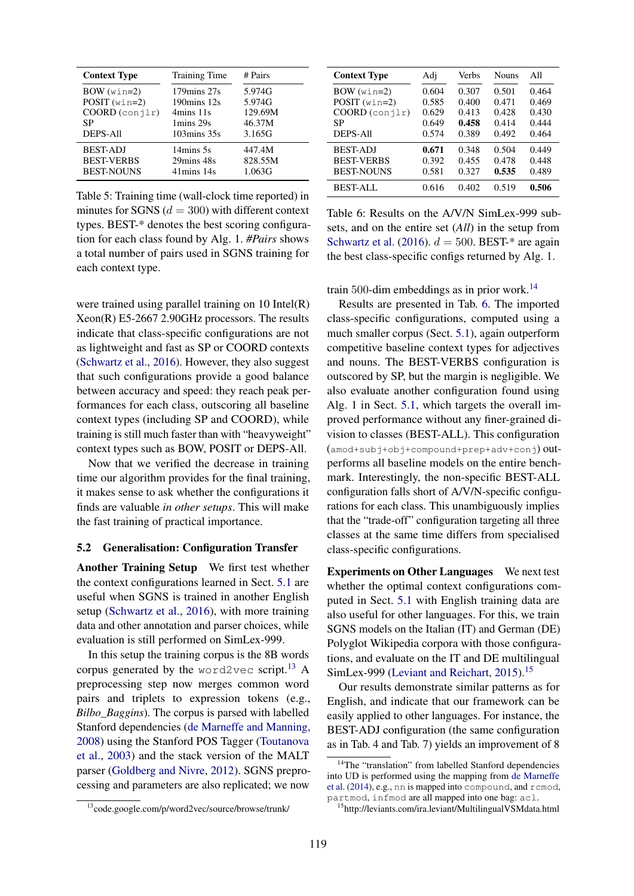| Context Type | Training Time | # Pairs |
|---|---|---|
| BOW (`win=2`) | 179mins 27s | 5.974G |
| POSIT (`win=2`) | 190mins 12s | 5.974G |
| COORD (`conjlr`) | 4mins 11s | 129.69M |
| SP | 1mins 29s | 46.37M |
| DEPS-All | 103mins 35s | 3.165G |
| BEST-ADJ | 14mins 5s | 447.4M |
| BEST-VERBS | 29mins 48s | 828.55M |
| BEST-NOUNS | 41mins 14s | 1.063G |

Table 5: Training time (wall-clock time reported) in minutes for SGNS ($d = 300$) with different context types. BEST-* denotes the best scoring configuration for each class found by Alg. 1. *#Pairs* shows a total number of pairs used in SGNS training for each context type.

were trained using parallel training on 10 Intel(R) Xeon(R) E5-2667 2.90GHz processors. The results indicate that class-specific configurations are not as lightweight and fast as SP or COORD contexts (Schwartz et al., 2016). However, they also suggest that such configurations provide a good balance between accuracy and speed: they reach peak performances for each class, outscoring all baseline context types (including SP and COORD), while training is still much faster than with "heavyweight" context types such as BOW, POSIT or DEPS-All.

Now that we verified the decrease in training time our algorithm provides for the final training, it makes sense to ask whether the configurations it finds are valuable *in other setups*. This will make the fast training of practical importance.

### 5.2 Generalisation: Configuration Transfer

**Another Training Setup** We first test whether the context configurations learned in Sect. 5.1 are useful when SGNS is trained in another English setup (Schwartz et al., 2016), with more training data and other annotation and parser choices, while evaluation is still performed on SimLex-999.

In this setup the training corpus is the 8B words corpus generated by the `word2vec` script.[13] A preprocessing step now merges common word pairs and triplets to expression tokens (e.g., *Bilbo_Baggins*). The corpus is parsed with labelled Stanford dependencies (de Marneffe and Manning, 2008) using the Stanford POS Tagger (Toutanova et al., 2003) and the stack version of the MALT parser (Goldberg and Nivre, 2012). SGNS preprocessing and parameters are also replicated; we now

| Context Type | Adj | Verbs | Nouns | All |
|---|---|---|---|---|
| BOW (`win=2`) | 0.604 | 0.307 | 0.501 | 0.464 |
| POSIT (`win=2`) | 0.585 | 0.400 | 0.471 | 0.469 |
| COORD (`conjlr`) | 0.629 | 0.413 | 0.428 | 0.430 |
| SP | 0.649 | **0.458** | 0.414 | 0.444 |
| DEPS-All | 0.574 | 0.389 | 0.492 | 0.464 |
| BEST-ADJ | **0.671** | 0.348 | 0.504 | 0.449 |
| BEST-VERBS | 0.392 | 0.455 | 0.478 | 0.448 |
| BEST-NOUNS | 0.581 | 0.327 | **0.535** | 0.489 |
| BEST-ALL | 0.616 | 0.402 | 0.519 | **0.506** |

Table 6: Results on the A/V/N SimLex-999 subsets, and on the entire set (*All*) in the setup from Schwartz et al. (2016). $d = 500$. BEST-* are again the best class-specific configs returned by Alg. 1.

train 500-dim embeddings as in prior work.[14]

Results are presented in Tab. 6. The imported class-specific configurations, computed using a much smaller corpus (Sect. 5.1), again outperform competitive baseline context types for adjectives and nouns. The BEST-VERBS configuration is outscored by SP, but the margin is negligible. We also evaluate another configuration found using Alg. 1 in Sect. 5.1, which targets the overall improved performance without any finer-grained division to classes (BEST-ALL). This configuration (`amod+subj+obj+compound+prep+adv+conj`) outperforms all baseline models on the entire benchmark. Interestingly, the non-specific BEST-ALL configuration falls short of A/V/N-specific configurations for each class. This unambiguously implies that the "trade-off" configuration targeting all three classes at the same time differs from specialised class-specific configurations.

**Experiments on Other Languages** We next test whether the optimal context configurations computed in Sect. 5.1 with English training data are also useful for other languages. For this, we train SGNS models on the Italian (IT) and German (DE) Polyglot Wikipedia corpora with those configurations, and evaluate on the IT and DE multilingual SimLex-999 (Leviant and Reichart, 2015).[15]

Our results demonstrate similar patterns as for English, and indicate that our framework can be easily applied to other languages. For instance, the BEST-ADJ configuration (the same configuration as in Tab. 4 and Tab. 7) yields an improvement of 8

[13] code.google.com/p/word2vec/source/browse/trunk/

[14] The "translation" from labelled Stanford dependencies into UD is performed using the mapping from de Marneffe et al. (2014), e.g., `nn` is mapped into `compound`, and `rcmod`, `partmod`, `infmod` are all mapped into one bag: `acl`.

[15] http://leviants.com/ira.leviant/MultilingualVSMdata.html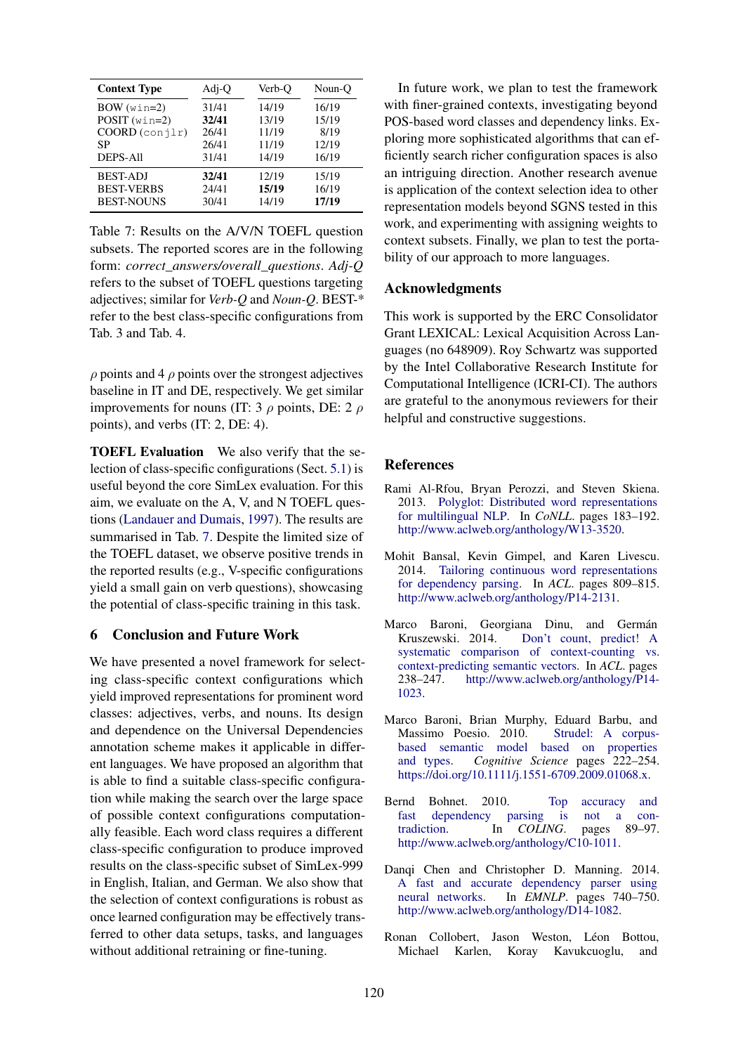| Context Type | Adj-Q | Verb-Q | Noun-Q |
|---|---|---|---|
| BOW (win=2) | 31/41 | 14/19 | 16/19 |
| POSIT (win=2) | **32/41** | 13/19 | 15/19 |
| COORD (conjlr) | 26/41 | 11/19 | 8/19 |
| SP | 26/41 | 11/19 | 12/19 |
| DEPS-All | 31/41 | 14/19 | 16/19 |
| BEST-ADJ | **32/41** | 12/19 | 15/19 |
| BEST-VERBS | 24/41 | **15/19** | 16/19 |
| BEST-NOUNS | 30/41 | 14/19 | **17/19** |

Table 7: Results on the A/V/N TOEFL question subsets. The reported scores are in the following form: *correct_answers/overall_questions*. *Adj-Q* refers to the subset of TOEFL questions targeting adjectives; similar for *Verb-Q* and *Noun-Q*. BEST-* refer to the best class-specific configurations from Tab. 3 and Tab. 4.

$\rho$ points and 4 $\rho$ points over the strongest adjectives baseline in IT and DE, respectively. We get similar improvements for nouns (IT: 3 $\rho$ points, DE: 2 $\rho$ points), and verbs (IT: 2, DE: 4).

**TOEFL Evaluation** We also verify that the selection of class-specific configurations (Sect. 5.1) is useful beyond the core SimLex evaluation. For this aim, we evaluate on the A, V, and N TOEFL questions (Landauer and Dumais, 1997). The results are summarised in Tab. 7. Despite the limited size of the TOEFL dataset, we observe positive trends in the reported results (e.g., V-specific configurations yield a small gain on verb questions), showcasing the potential of class-specific training in this task.

## 6 Conclusion and Future Work

We have presented a novel framework for selecting class-specific context configurations which yield improved representations for prominent word classes: adjectives, verbs, and nouns. Its design and dependence on the Universal Dependencies annotation scheme makes it applicable in different languages. We have proposed an algorithm that is able to find a suitable class-specific configuration while making the search over the large space of possible context configurations computationally feasible. Each word class requires a different class-specific configuration to produce improved results on the class-specific subset of SimLex-999 in English, Italian, and German. We also show that the selection of context configurations is robust as once learned configuration may be effectively transferred to other data setups, tasks, and languages without additional retraining or fine-tuning.

In future work, we plan to test the framework with finer-grained contexts, investigating beyond POS-based word classes and dependency links. Exploring more sophisticated algorithms that can efficiently search richer configuration spaces is also an intriguing direction. Another research avenue is application of the context selection idea to other representation models beyond SGNS tested in this work, and experimenting with assigning weights to context subsets. Finally, we plan to test the portability of our approach to more languages.

## Acknowledgments

This work is supported by the ERC Consolidator Grant LEXICAL: Lexical Acquisition Across Languages (no 648909). Roy Schwartz was supported by the Intel Collaborative Research Institute for Computational Intelligence (ICRI-CI). The authors are grateful to the anonymous reviewers for their helpful and constructive suggestions.

## References

Rami Al-Rfou, Bryan Perozzi, and Steven Skiena. 2013. Polyglot: Distributed word representations for multilingual NLP. In *CoNLL*. pages 183–192. http://www.aclweb.org/anthology/W13-3520.

Mohit Bansal, Kevin Gimpel, and Karen Livescu. 2014. Tailoring continuous word representations for dependency parsing. In *ACL*. pages 809–815. http://www.aclweb.org/anthology/P14-2131.

Marco Baroni, Georgiana Dinu, and Germán Kruszewski. 2014. Don't count, predict! A systematic comparison of context-counting vs. context-predicting semantic vectors. In *ACL*. pages 238–247. http://www.aclweb.org/anthology/P14-1023.

Marco Baroni, Brian Murphy, Eduard Barbu, and Massimo Poesio. 2010. Strudel: A corpus-based semantic model based on properties and types. *Cognitive Science* pages 222–254. https://doi.org/10.1111/j.1551-6709.2009.01068.x.

Bernd Bohnet. 2010. Top accuracy and fast dependency parsing is not a contradiction. In *COLING*. pages 89–97. http://www.aclweb.org/anthology/C10-1011.

Danqi Chen and Christopher D. Manning. 2014. A fast and accurate dependency parser using neural networks. In *EMNLP*. pages 740–750. http://www.aclweb.org/anthology/D14-1082.

Ronan Collobert, Jason Weston, Léon Bottou, Michael Karlen, Koray Kavukcuoglu, and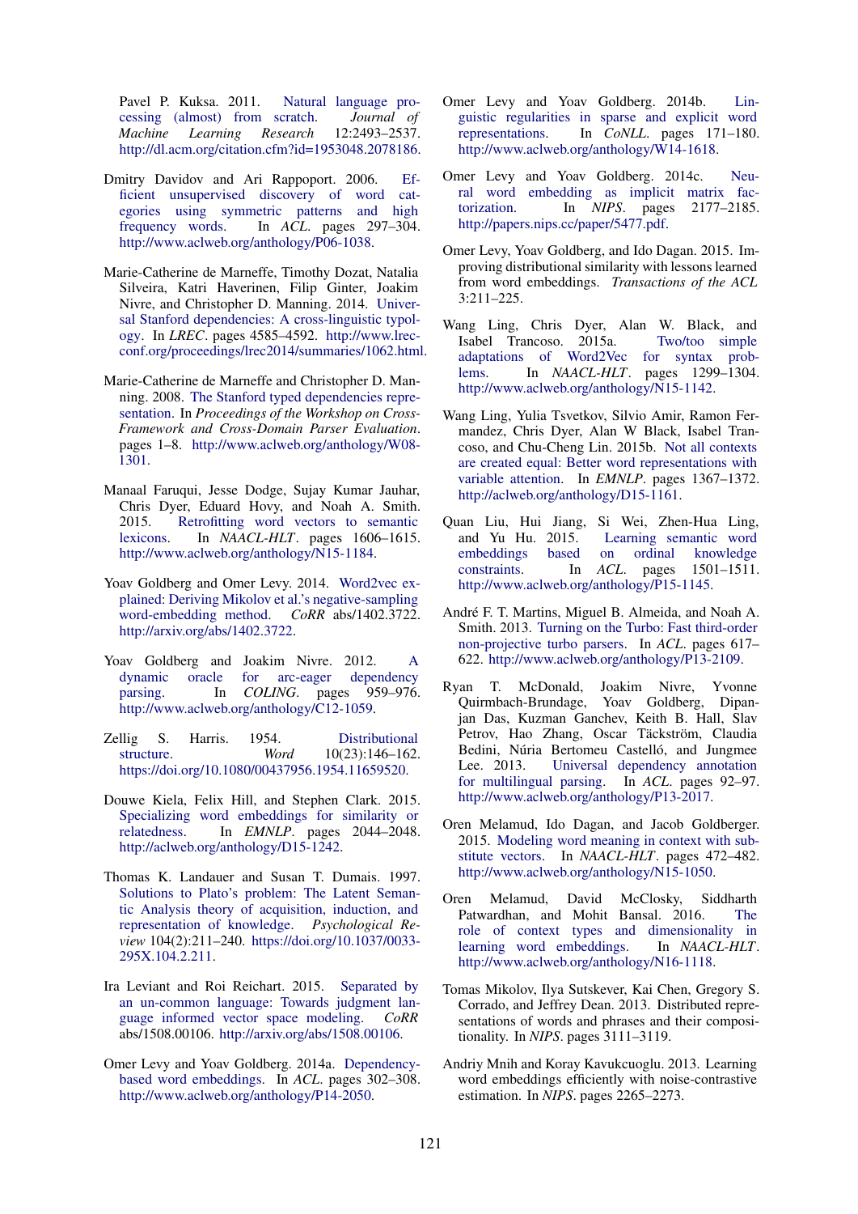Pavel P. Kuksa. 2011. Natural language processing (almost) from scratch. *Journal of Machine Learning Research* 12:2493–2537. http://dl.acm.org/citation.cfm?id=1953048.2078186.

Dmitry Davidov and Ari Rappoport. 2006. Efficient unsupervised discovery of word categories using symmetric patterns and high frequency words. In *ACL*. pages 297–304. http://www.aclweb.org/anthology/P06-1038.

Marie-Catherine de Marneffe, Timothy Dozat, Natalia Silveira, Katri Haverinen, Filip Ginter, Joakim Nivre, and Christopher D. Manning. 2014. Universal Stanford dependencies: A cross-linguistic typology. In *LREC*. pages 4585–4592. http://www.lrec-conf.org/proceedings/lrec2014/summaries/1062.html.

Marie-Catherine de Marneffe and Christopher D. Manning. 2008. The Stanford typed dependencies representation. In *Proceedings of the Workshop on Cross-Framework and Cross-Domain Parser Evaluation*. pages 1–8. http://www.aclweb.org/anthology/W08-1301.

Manaal Faruqui, Jesse Dodge, Sujay Kumar Jauhar, Chris Dyer, Eduard Hovy, and Noah A. Smith. 2015. Retrofitting word vectors to semantic lexicons. In *NAACL-HLT*. pages 1606–1615. http://www.aclweb.org/anthology/N15-1184.

Yoav Goldberg and Omer Levy. 2014. Word2vec explained: Deriving Mikolov et al.'s negative-sampling word-embedding method. *CoRR* abs/1402.3722. http://arxiv.org/abs/1402.3722.

Yoav Goldberg and Joakim Nivre. 2012. A dynamic oracle for arc-eager dependency parsing. In *COLING*. pages 959–976. http://www.aclweb.org/anthology/C12-1059.

Zellig S. Harris. 1954. Distributional structure. *Word* 10(23):146–162. https://doi.org/10.1080/00437956.1954.11659520.

Douwe Kiela, Felix Hill, and Stephen Clark. 2015. Specializing word embeddings for similarity or relatedness. In *EMNLP*. pages 2044–2048. http://aclweb.org/anthology/D15-1242.

Thomas K. Landauer and Susan T. Dumais. 1997. Solutions to Plato's problem: The Latent Semantic Analysis theory of acquisition, induction, and representation of knowledge. *Psychological Review* 104(2):211–240. https://doi.org/10.1037/0033-295X.104.2.211.

Ira Leviant and Roi Reichart. 2015. Separated by an un-common language: Towards judgment language informed vector space modeling. *CoRR* abs/1508.00106. http://arxiv.org/abs/1508.00106.

Omer Levy and Yoav Goldberg. 2014a. Dependency-based word embeddings. In *ACL*. pages 302–308. http://www.aclweb.org/anthology/P14-2050.

Omer Levy and Yoav Goldberg. 2014b. Linguistic regularities in sparse and explicit word representations. In *CoNLL*. pages 171–180. http://www.aclweb.org/anthology/W14-1618.

Omer Levy and Yoav Goldberg. 2014c. Neural word embedding as implicit matrix factorization. In *NIPS*. pages 2177–2185. http://papers.nips.cc/paper/5477.pdf.

Omer Levy, Yoav Goldberg, and Ido Dagan. 2015. Improving distributional similarity with lessons learned from word embeddings. *Transactions of the ACL* 3:211–225.

Wang Ling, Chris Dyer, Alan W. Black, and Isabel Trancoso. 2015a. Two/too simple adaptations of Word2Vec for syntax problems. In *NAACL-HLT*. pages 1299–1304. http://www.aclweb.org/anthology/N15-1142.

Wang Ling, Yulia Tsvetkov, Silvio Amir, Ramon Fermandez, Chris Dyer, Alan W Black, Isabel Trancoso, and Chu-Cheng Lin. 2015b. Not all contexts are created equal: Better word representations with variable attention. In *EMNLP*. pages 1367–1372. http://aclweb.org/anthology/D15-1161.

Quan Liu, Hui Jiang, Si Wei, Zhen-Hua Ling, and Yu Hu. 2015. Learning semantic word embeddings based on ordinal knowledge constraints. In *ACL*. pages 1501–1511. http://www.aclweb.org/anthology/P15-1145.

André F. T. Martins, Miguel B. Almeida, and Noah A. Smith. 2013. Turning on the Turbo: Fast third-order non-projective turbo parsers. In *ACL*. pages 617–622. http://www.aclweb.org/anthology/P13-2109.

Ryan T. McDonald, Joakim Nivre, Yvonne Quirmbach-Brundage, Yoav Goldberg, Dipanjan Das, Kuzman Ganchev, Keith B. Hall, Slav Petrov, Hao Zhang, Oscar Täckström, Claudia Bedini, Núria Bertomeu Castelló, and Jungmee Lee. 2013. Universal dependency annotation for multilingual parsing. In *ACL*. pages 92–97. http://www.aclweb.org/anthology/P13-2017.

Oren Melamud, Ido Dagan, and Jacob Goldberger. 2015. Modeling word meaning in context with substitute vectors. In *NAACL-HLT*. pages 472–482. http://www.aclweb.org/anthology/N15-1050.

Oren Melamud, David McClosky, Siddharth Patwardhan, and Mohit Bansal. 2016. The role of context types and dimensionality in learning word embeddings. In *NAACL-HLT*. http://www.aclweb.org/anthology/N16-1118.

Tomas Mikolov, Ilya Sutskever, Kai Chen, Gregory S. Corrado, and Jeffrey Dean. 2013. Distributed representations of words and phrases and their compositionality. In *NIPS*. pages 3111–3119.

Andriy Mnih and Koray Kavukcuoglu. 2013. Learning word embeddings efficiently with noise-contrastive estimation. In *NIPS*. pages 2265–2273.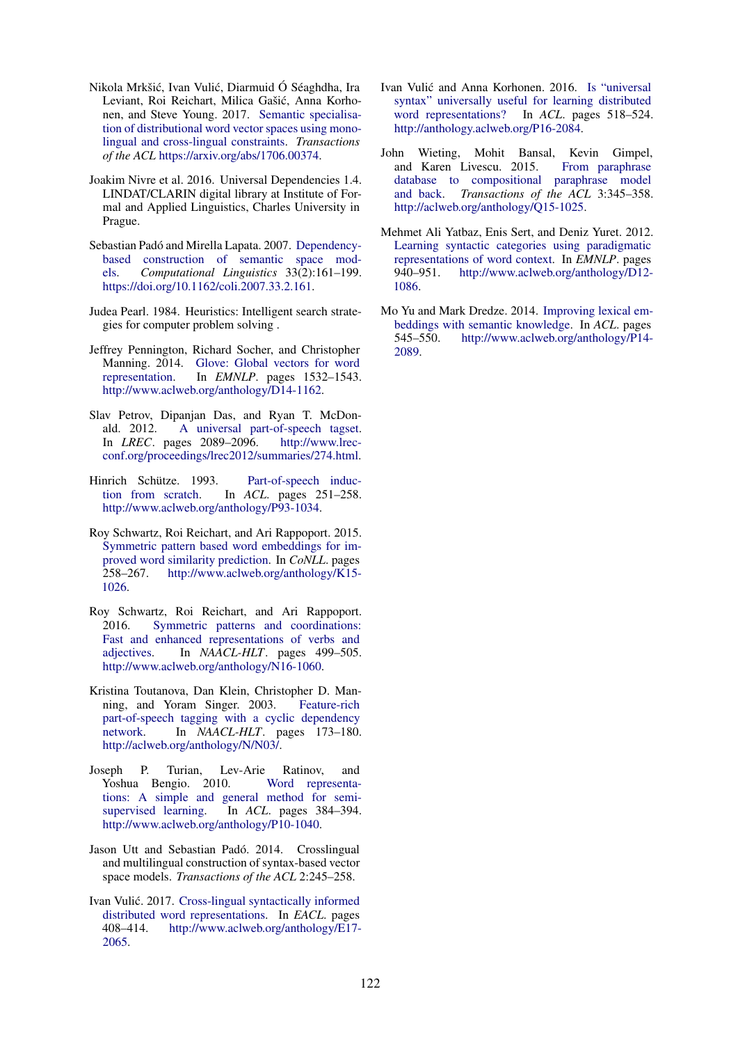Nikola Mrkšić, Ivan Vulić, Diarmuid Ó Séaghdha, Ira Leviant, Roi Reichart, Milica Gašić, Anna Korhonen, and Steve Young. 2017. Semantic specialisation of distributional word vector spaces using monolingual and cross-lingual constraints. *Transactions of the ACL* https://arxiv.org/abs/1706.00374.

Joakim Nivre et al. 2016. Universal Dependencies 1.4. LINDAT/CLARIN digital library at Institute of Formal and Applied Linguistics, Charles University in Prague.

Sebastian Padó and Mirella Lapata. 2007. Dependency-based construction of semantic space models. *Computational Linguistics* 33(2):161–199. https://doi.org/10.1162/coli.2007.33.2.161.

Judea Pearl. 1984. Heuristics: Intelligent search strategies for computer problem solving .

Jeffrey Pennington, Richard Socher, and Christopher Manning. 2014. Glove: Global vectors for word representation. In *EMNLP*. pages 1532–1543. http://www.aclweb.org/anthology/D14-1162.

Slav Petrov, Dipanjan Das, and Ryan T. McDonald. 2012. A universal part-of-speech tagset. In *LREC*. pages 2089–2096. http://www.lrec-conf.org/proceedings/lrec2012/summaries/274.html.

Hinrich Schütze. 1993. Part-of-speech induction from scratch. In *ACL*. pages 251–258. http://www.aclweb.org/anthology/P93-1034.

Roy Schwartz, Roi Reichart, and Ari Rappoport. 2015. Symmetric pattern based word embeddings for improved word similarity prediction. In *CoNLL*. pages 258–267. http://www.aclweb.org/anthology/K15-1026.

Roy Schwartz, Roi Reichart, and Ari Rappoport. 2016. Symmetric patterns and coordinations: Fast and enhanced representations of verbs and adjectives. In *NAACL-HLT*. pages 499–505. http://www.aclweb.org/anthology/N16-1060.

Kristina Toutanova, Dan Klein, Christopher D. Manning, and Yoram Singer. 2003. Feature-rich part-of-speech tagging with a cyclic dependency network. In *NAACL-HLT*. pages 173–180. http://aclweb.org/anthology/N/N03/.

Joseph P. Turian, Lev-Arie Ratinov, and Yoshua Bengio. 2010. Word representations: A simple and general method for semi-supervised learning. In *ACL*. pages 384–394. http://www.aclweb.org/anthology/P10-1040.

Jason Utt and Sebastian Padó. 2014. Crosslingual and multilingual construction of syntax-based vector space models. *Transactions of the ACL* 2:245–258.

Ivan Vulić. 2017. Cross-lingual syntactically informed distributed word representations. In *EACL*. pages 408–414. http://www.aclweb.org/anthology/E17-2065.

Ivan Vulić and Anna Korhonen. 2016. Is "universal syntax" universally useful for learning distributed word representations? In *ACL*. pages 518–524. http://anthology.aclweb.org/P16-2084.

John Wieting, Mohit Bansal, Kevin Gimpel, and Karen Livescu. 2015. From paraphrase database to compositional paraphrase model and back. *Transactions of the ACL* 3:345–358. http://aclweb.org/anthology/Q15-1025.

Mehmet Ali Yatbaz, Enis Sert, and Deniz Yuret. 2012. Learning syntactic categories using paradigmatic representations of word context. In *EMNLP*. pages 940–951. http://www.aclweb.org/anthology/D12-1086.

Mo Yu and Mark Dredze. 2014. Improving lexical embeddings with semantic knowledge. In *ACL*. pages 545–550. http://www.aclweb.org/anthology/P14-2089.